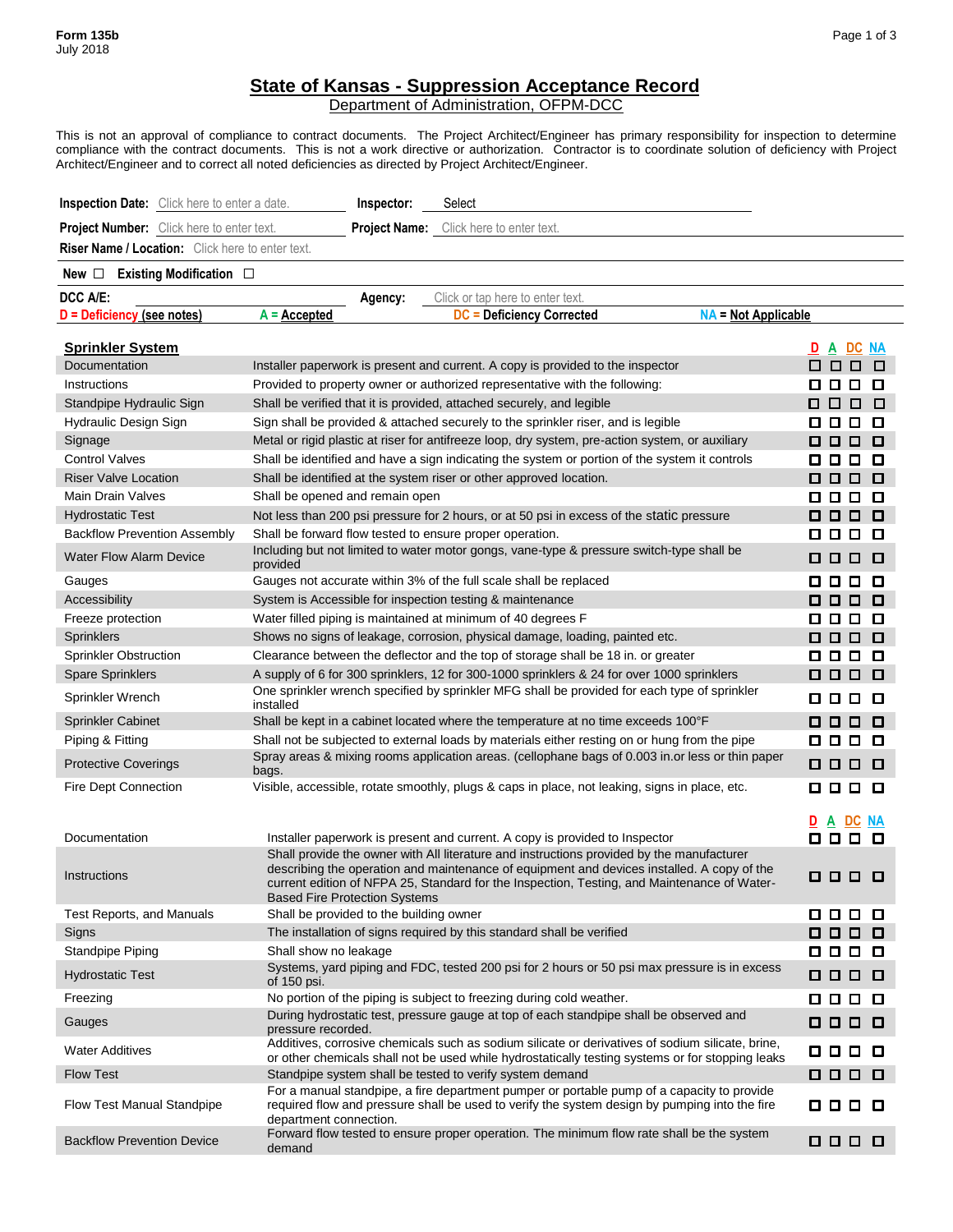Form 135b
July 2018

# State of Kansas - Suppression Acceptance Record

Department of Administration, OFPM-DCC

This is not an approval of compliance to contract documents. The Project Architect/Engineer has primary responsibility for inspection to determine compliance with the contract documents. This is not a work directive or authorization. Contractor is to coordinate solution of deficiency with Project Architect/Engineer and to correct all noted deficiencies as directed by Project Architect/Engineer.

**Inspection Date:** Click here to enter a date. **Inspector:** Select

**Project Number:** Click here to enter text. **Project Name:** Click here to enter text.

**Riser Name / Location:** Click here to enter text.

**New** ☐ **Existing Modification** ☐

**DCC A/E:** **Agency:** Click or tap here to enter text.

**D = Deficiency (see notes)** **A = Accepted** **DC = Deficiency Corrected** **NA = Not Applicable**

| Sprinkler System | | D | A | DC | NA |
|---|---|---|---|---|---|
| Documentation | Installer paperwork is present and current. A copy is provided to the inspector | ☐ | ☐ | ☐ | ☐ |
| Instructions | Provided to property owner or authorized representative with the following: | ☐ | ☐ | ☐ | ☐ |
| Standpipe Hydraulic Sign | Shall be verified that it is provided, attached securely, and legible | ☐ | ☐ | ☐ | ☐ |
| Hydraulic Design Sign | Sign shall be provided & attached securely to the sprinkler riser, and is legible | ☐ | ☐ | ☐ | ☐ |
| Signage | Metal or rigid plastic at riser for antifreeze loop, dry system, pre-action system, or auxiliary | ☐ | ☐ | ☐ | ☐ |
| Control Valves | Shall be identified and have a sign indicating the system or portion of the system it controls | ☐ | ☐ | ☐ | ☐ |
| Riser Valve Location | Shall be identified at the system riser or other approved location. | ☐ | ☐ | ☐ | ☐ |
| Main Drain Valves | Shall be opened and remain open | ☐ | ☐ | ☐ | ☐ |
| Hydrostatic Test | Not less than 200 psi pressure for 2 hours, or at 50 psi in excess of the static pressure | ☐ | ☐ | ☐ | ☐ |
| Backflow Prevention Assembly | Shall be forward flow tested to ensure proper operation. | ☐ | ☐ | ☐ | ☐ |
| Water Flow Alarm Device | Including but not limited to water motor gongs, vane-type & pressure switch-type shall be provided | ☐ | ☐ | ☐ | ☐ |
| Gauges | Gauges not accurate within 3% of the full scale shall be replaced | ☐ | ☐ | ☐ | ☐ |
| Accessibility | System is Accessible for inspection testing & maintenance | ☐ | ☐ | ☐ | ☐ |
| Freeze protection | Water filled piping is maintained at minimum of 40 degrees F | ☐ | ☐ | ☐ | ☐ |
| Sprinklers | Shows no signs of leakage, corrosion, physical damage, loading, painted etc. | ☐ | ☐ | ☐ | ☐ |
| Sprinkler Obstruction | Clearance between the deflector and the top of storage shall be 18 in. or greater | ☐ | ☐ | ☐ | ☐ |
| Spare Sprinklers | A supply of 6 for 300 sprinklers, 12 for 300-1000 sprinklers & 24 for over 1000 sprinklers | ☐ | ☐ | ☐ | ☐ |
| Sprinkler Wrench | One sprinkler wrench specified by sprinkler MFG shall be provided for each type of sprinkler installed | ☐ | ☐ | ☐ | ☐ |
| Sprinkler Cabinet | Shall be kept in a cabinet located where the temperature at no time exceeds 100°F | ☐ | ☐ | ☐ | ☐ |
| Piping & Fitting | Shall not be subjected to external loads by materials either resting on or hung from the pipe | ☐ | ☐ | ☐ | ☐ |
| Protective Coverings | Spray areas & mixing rooms application areas. (cellophane bags of 0.003 in.or less or thin paper bags. | ☐ | ☐ | ☐ | ☐ |
| Fire Dept Connection | Visible, accessible, rotate smoothly, plugs & caps in place, not leaking, signs in place, etc. | ☐ | ☐ | ☐ | ☐ |

| | | D | A | DC | NA |
|---|---|---|---|---|---|
| Documentation | Installer paperwork is present and current. A copy is provided to Inspector | ☐ | ☐ | ☐ | ☐ |
| Instructions | Shall provide the owner with All literature and instructions provided by the manufacturer describing the operation and maintenance of equipment and devices installed. A copy of the current edition of NFPA 25, Standard for the Inspection, Testing, and Maintenance of Water-Based Fire Protection Systems | ☐ | ☐ | ☐ | ☐ |
| Test Reports, and Manuals | Shall be provided to the building owner | ☐ | ☐ | ☐ | ☐ |
| Signs | The installation of signs required by this standard shall be verified | ☐ | ☐ | ☐ | ☐ |
| Standpipe Piping | Shall show no leakage | ☐ | ☐ | ☐ | ☐ |
| Hydrostatic Test | Systems, yard piping and FDC, tested 200 psi for 2 hours or 50 psi max pressure is in excess of 150 psi. | ☐ | ☐ | ☐ | ☐ |
| Freezing | No portion of the piping is subject to freezing during cold weather. | ☐ | ☐ | ☐ | ☐ |
| Gauges | During hydrostatic test, pressure gauge at top of each standpipe shall be observed and pressure recorded. | ☐ | ☐ | ☐ | ☐ |
| Water Additives | Additives, corrosive chemicals such as sodium silicate or derivatives of sodium silicate, brine, or other chemicals shall not be used while hydrostatically testing systems or for stopping leaks | ☐ | ☐ | ☐ | ☐ |
| Flow Test | Standpipe system shall be tested to verify system demand | ☐ | ☐ | ☐ | ☐ |
| Flow Test Manual Standpipe | For a manual standpipe, a fire department pumper or portable pump of a capacity to provide required flow and pressure shall be used to verify the system design by pumping into the fire department connection. | ☐ | ☐ | ☐ | ☐ |
| Backflow Prevention Device | Forward flow tested to ensure proper operation. The minimum flow rate shall be the system demand | ☐ | ☐ | ☐ | ☐ |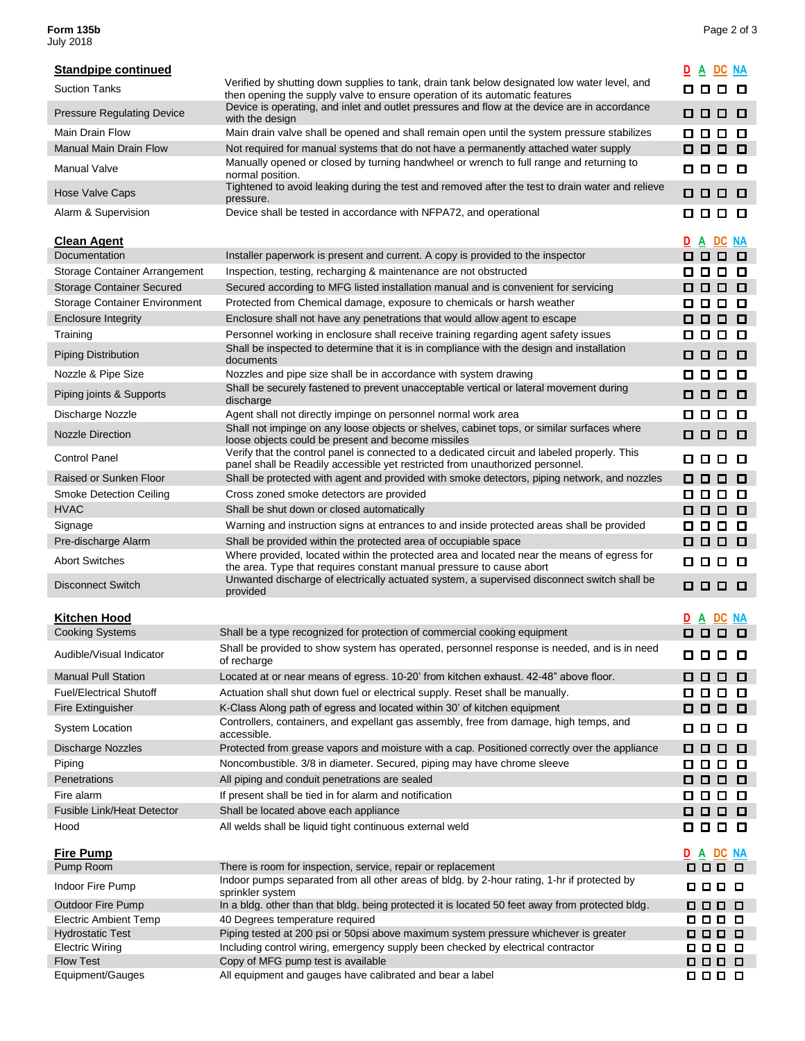Form 135b
July 2018

| Standpipe continued | | D | A | DC | NA |
|---|---|---|---|---|---|
| Suction Tanks | Verified by shutting down supplies to tank, drain tank below designated low water level, and then opening the supply valve to ensure operation of its automatic features | ☐ | ☐ | ☐ | ☐ |
| Pressure Regulating Device | Device is operating, and inlet and outlet pressures and flow at the device are in accordance with the design | ☐ | ☐ | ☐ | ☐ |
| Main Drain Flow | Main drain valve shall be opened and shall remain open until the system pressure stabilizes | ☐ | ☐ | ☐ | ☐ |
| Manual Main Drain Flow | Not required for manual systems that do not have a permanently attached water supply | ☐ | ☐ | ☐ | ☐ |
| Manual Valve | Manually opened or closed by turning handwheel or wrench to full range and returning to normal position. | ☐ | ☐ | ☐ | ☐ |
| Hose Valve Caps | Tightened to avoid leaking during the test and removed after the test to drain water and relieve pressure. | ☐ | ☐ | ☐ | ☐ |
| Alarm & Supervision | Device shall be tested in accordance with NFPA72, and operational | ☐ | ☐ | ☐ | ☐ |

| Clean Agent | | D | A | DC | NA |
|---|---|---|---|---|---|
| Documentation | Installer paperwork is present and current. A copy is provided to the inspector | ☐ | ☐ | ☐ | ☐ |
| Storage Container Arrangement | Inspection, testing, recharging & maintenance are not obstructed | ☐ | ☐ | ☐ | ☐ |
| Storage Container Secured | Secured according to MFG listed installation manual and is convenient for servicing | ☐ | ☐ | ☐ | ☐ |
| Storage Container Environment | Protected from Chemical damage, exposure to chemicals or harsh weather | ☐ | ☐ | ☐ | ☐ |
| Enclosure Integrity | Enclosure shall not have any penetrations that would allow agent to escape | ☐ | ☐ | ☐ | ☐ |
| Training | Personnel working in enclosure shall receive training regarding agent safety issues | ☐ | ☐ | ☐ | ☐ |
| Piping Distribution | Shall be inspected to determine that it is in compliance with the design and installation documents | ☐ | ☐ | ☐ | ☐ |
| Nozzle & Pipe Size | Nozzles and pipe size shall be in accordance with system drawing | ☐ | ☐ | ☐ | ☐ |
| Piping joints & Supports | Shall be securely fastened to prevent unacceptable vertical or lateral movement during discharge | ☐ | ☐ | ☐ | ☐ |
| Discharge Nozzle | Agent shall not directly impinge on personnel normal work area | ☐ | ☐ | ☐ | ☐ |
| Nozzle Direction | Shall not impinge on any loose objects or shelves, cabinet tops, or similar surfaces where loose objects could be present and become missiles | ☐ | ☐ | ☐ | ☐ |
| Control Panel | Verify that the control panel is connected to a dedicated circuit and labeled properly. This panel shall be Readily accessible yet restricted from unauthorized personnel. | ☐ | ☐ | ☐ | ☐ |
| Raised or Sunken Floor | Shall be protected with agent and provided with smoke detectors, piping network, and nozzles | ☐ | ☐ | ☐ | ☐ |
| Smoke Detection Ceiling | Cross zoned smoke detectors are provided | ☐ | ☐ | ☐ | ☐ |
| HVAC | Shall be shut down or closed automatically | ☐ | ☐ | ☐ | ☐ |
| Signage | Warning and instruction signs at entrances to and inside protected areas shall be provided | ☐ | ☐ | ☐ | ☐ |
| Pre-discharge Alarm | Shall be provided within the protected area of occupiable space | ☐ | ☐ | ☐ | ☐ |
| Abort Switches | Where provided, located within the protected area and located near the means of egress for the area. Type that requires constant manual pressure to cause abort | ☐ | ☐ | ☐ | ☐ |
| Disconnect Switch | Unwanted discharge of electrically actuated system, a supervised disconnect switch shall be provided | ☐ | ☐ | ☐ | ☐ |

| Kitchen Hood | | D | A | DC | NA |
|---|---|---|---|---|---|
| Cooking Systems | Shall be a type recognized for protection of commercial cooking equipment | ☐ | ☐ | ☐ | ☐ |
| Audible/Visual Indicator | Shall be provided to show system has operated, personnel response is needed, and is in need of recharge | ☐ | ☐ | ☐ | ☐ |
| Manual Pull Station | Located at or near means of egress. 10-20' from kitchen exhaust. 42-48" above floor. | ☐ | ☐ | ☐ | ☐ |
| Fuel/Electrical Shutoff | Actuation shall shut down fuel or electrical supply. Reset shall be manually. | ☐ | ☐ | ☐ | ☐ |
| Fire Extinguisher | K-Class Along path of egress and located within 30' of kitchen equipment | ☐ | ☐ | ☐ | ☐ |
| System Location | Controllers, containers, and expellant gas assembly, free from damage, high temps, and accessible. | ☐ | ☐ | ☐ | ☐ |
| Discharge Nozzles | Protected from grease vapors and moisture with a cap. Positioned correctly over the appliance | ☐ | ☐ | ☐ | ☐ |
| Piping | Noncombustible. 3/8 in diameter. Secured, piping may have chrome sleeve | ☐ | ☐ | ☐ | ☐ |
| Penetrations | All piping and conduit penetrations are sealed | ☐ | ☐ | ☐ | ☐ |
| Fire alarm | If present shall be tied in for alarm and notification | ☐ | ☐ | ☐ | ☐ |
| Fusible Link/Heat Detector | Shall be located above each appliance | ☐ | ☐ | ☐ | ☐ |
| Hood | All welds shall be liquid tight continuous external weld | ☐ | ☐ | ☐ | ☐ |

| Fire Pump | | D | A | DC | NA |
|---|---|---|---|---|---|
| Pump Room | There is room for inspection, service, repair or replacement | ☐ | ☐ | ☐ | ☐ |
| Indoor Fire Pump | Indoor pumps separated from all other areas of bldg. by 2-hour rating, 1-hr if protected by sprinkler system | ☐ | ☐ | ☐ | ☐ |
| Outdoor Fire Pump | In a bldg. other than that bldg. being protected it is located 50 feet away from protected bldg. | ☐ | ☐ | ☐ | ☐ |
| Electric Ambient Temp | 40 Degrees temperature required | ☐ | ☐ | ☐ | ☐ |
| Hydrostatic Test | Piping tested at 200 psi or 50psi above maximum system pressure whichever is greater | ☐ | ☐ | ☐ | ☐ |
| Electric Wiring | Including control wiring, emergency supply been checked by electrical contractor | ☐ | ☐ | ☐ | ☐ |
| Flow Test | Copy of MFG pump test is available | ☐ | ☐ | ☐ | ☐ |
| Equipment/Gauges | All equipment and gauges have calibrated and bear a label | ☐ | ☐ | ☐ | ☐ |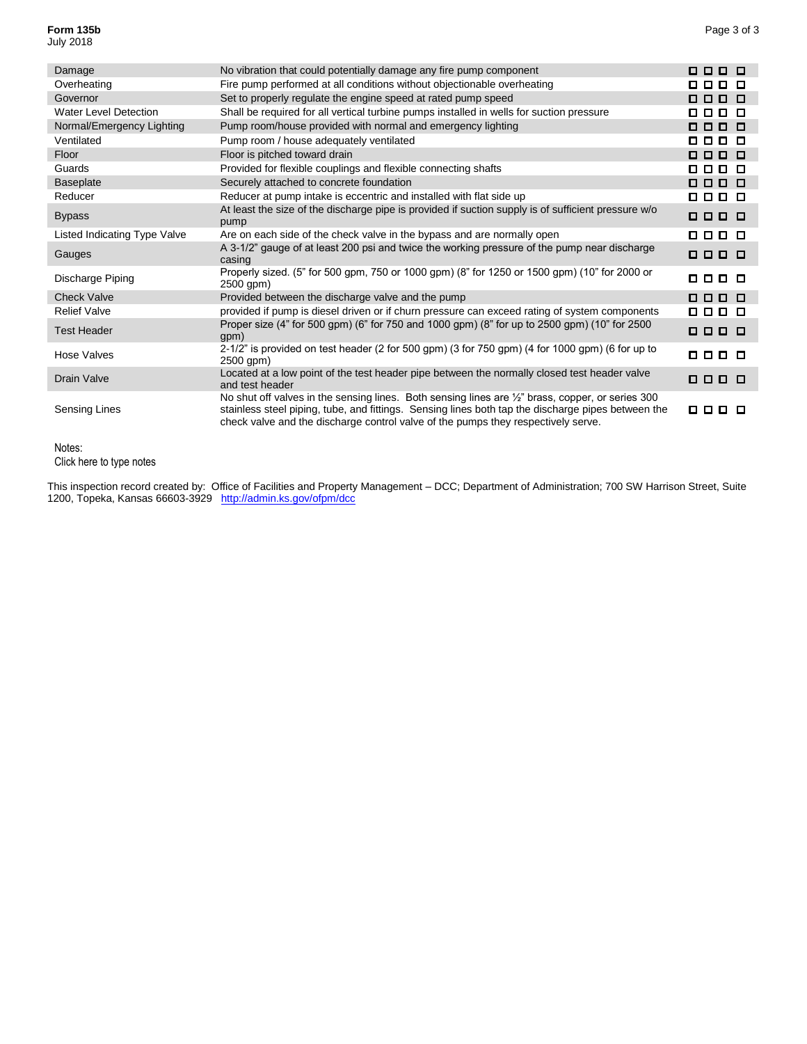| | | | | | |
|---|---|---|---|---|---|
| Damage | No vibration that could potentially damage any fire pump component | ☐ | ☐ | ☐ | ☐ |
| Overheating | Fire pump performed at all conditions without objectionable overheating | ☐ | ☐ | ☐ | ☐ |
| Governor | Set to properly regulate the engine speed at rated pump speed | ☐ | ☐ | ☐ | ☐ |
| Water Level Detection | Shall be required for all vertical turbine pumps installed in wells for suction pressure | ☐ | ☐ | ☐ | ☐ |
| Normal/Emergency Lighting | Pump room/house provided with normal and emergency lighting | ☐ | ☐ | ☐ | ☐ |
| Ventilated | Pump room / house adequately ventilated | ☐ | ☐ | ☐ | ☐ |
| Floor | Floor is pitched toward drain | ☐ | ☐ | ☐ | ☐ |
| Guards | Provided for flexible couplings and flexible connecting shafts | ☐ | ☐ | ☐ | ☐ |
| Baseplate | Securely attached to concrete foundation | ☐ | ☐ | ☐ | ☐ |
| Reducer | Reducer at pump intake is eccentric and installed with flat side up | ☐ | ☐ | ☐ | ☐ |
| Bypass | At least the size of the discharge pipe is provided if suction supply is of sufficient pressure w/o pump | ☐ | ☐ | ☐ | ☐ |
| Listed Indicating Type Valve | Are on each side of the check valve in the bypass and are normally open | ☐ | ☐ | ☐ | ☐ |
| Gauges | A 3-1/2" gauge of at least 200 psi and twice the working pressure of the pump near discharge casing | ☐ | ☐ | ☐ | ☐ |
| Discharge Piping | Properly sized. (5" for 500 gpm, 750 or 1000 gpm) (8" for 1250 or 1500 gpm) (10" for 2000 or 2500 gpm) | ☐ | ☐ | ☐ | ☐ |
| Check Valve | Provided between the discharge valve and the pump | ☐ | ☐ | ☐ | ☐ |
| Relief Valve | provided if pump is diesel driven or if churn pressure can exceed rating of system components | ☐ | ☐ | ☐ | ☐ |
| Test Header | Proper size (4" for 500 gpm) (6" for 750 and 1000 gpm) (8" for up to 2500 gpm) (10" for 2500 gpm) | ☐ | ☐ | ☐ | ☐ |
| Hose Valves | 2-1/2" is provided on test header (2 for 500 gpm) (3 for 750 gpm) (4 for 1000 gpm) (6 for up to 2500 gpm) | ☐ | ☐ | ☐ | ☐ |
| Drain Valve | Located at a low point of the test header pipe between the normally closed test header valve and test header | ☐ | ☐ | ☐ | ☐ |
| Sensing Lines | No shut off valves in the sensing lines. Both sensing lines are ½" brass, copper, or series 300 stainless steel piping, tube, and fittings. Sensing lines both tap the discharge pipes between the check valve and the discharge control valve of the pumps they respectively serve. | ☐ | ☐ | ☐ | ☐ |

Notes:
Click here to type notes

This inspection record created by: Office of Facilities and Property Management – DCC; Department of Administration; 700 SW Harrison Street, Suite 1200, Topeka, Kansas 66603-3929 http://admin.ks.gov/ofpm/dcc